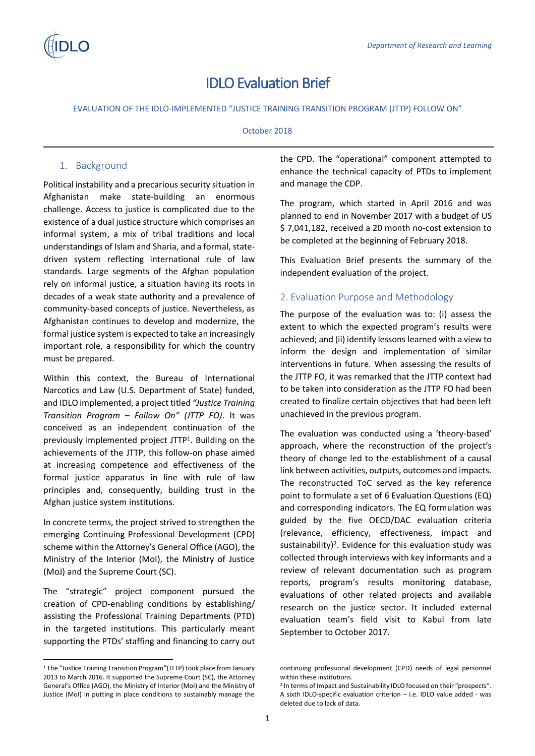# IDLO Evaluation Brief

EVALUATION OF THE IDLO-IMPLEMENTED "JUSTICE TRAINING TRANSITION PROGRAM (JTTP) FOLLOW ON"

October 2018

## 1. Background

Political instability and a precarious security situation in Afghanistan make state-building an enormous challenge. Access to justice is complicated due to the existence of a dual justice structure which comprises an informal system, a mix of tribal traditions and local understandings of Islam and Sharia, and a formal, state-driven system reflecting international rule of law standards. Large segments of the Afghan population rely on informal justice, a situation having its roots in decades of a weak state authority and a prevalence of community-based concepts of justice. Nevertheless, as Afghanistan continues to develop and modernize, the formal justice system is expected to take an increasingly important role, a responsibility for which the country must be prepared.

Within this context, the Bureau of International Narcotics and Law (U.S. Department of State) funded, and IDLO implemented, a project titled *"Justice Training Transition Program – Follow On" (JTTP FO)*. It was conceived as an independent continuation of the previously implemented project JTTP[1]. Building on the achievements of the JTTP, this follow-on phase aimed at increasing competence and effectiveness of the formal justice apparatus in line with rule of law principles and, consequently, building trust in the Afghan justice system institutions.

In concrete terms, the project strived to strengthen the emerging Continuing Professional Development (CPD) scheme within the Attorney's General Office (AGO), the Ministry of the Interior (MoI), the Ministry of Justice (MoJ) and the Supreme Court (SC).

The "strategic" project component pursued the creation of CPD-enabling conditions by establishing/ assisting the Professional Training Departments (PTD) in the targeted institutions. This particularly meant supporting the PTDs' staffing and financing to carry out the CPD. The "operational" component attempted to enhance the technical capacity of PTDs to implement and manage the CDP.

The program, which started in April 2016 and was planned to end in November 2017 with a budget of US $ 7,041,182, received a 20 month no-cost extension to be completed at the beginning of February 2018.

This Evaluation Brief presents the summary of the independent evaluation of the project.

## 2. Evaluation Purpose and Methodology

The purpose of the evaluation was to: (i) assess the extent to which the expected program's results were achieved; and (ii) identify lessons learned with a view to inform the design and implementation of similar interventions in future. When assessing the results of the JTTP FO, it was remarked that the JTTP context had to be taken into consideration as the JTTP FO had been created to finalize certain objectives that had been left unachieved in the previous program.

The evaluation was conducted using a 'theory-based' approach, where the reconstruction of the project's theory of change led to the establishment of a causal link between activities, outputs, outcomes and impacts. The reconstructed ToC served as the key reference point to formulate a set of 6 Evaluation Questions (EQ) and corresponding indicators. The EQ formulation was guided by the five OECD/DAC evaluation criteria (relevance, efficiency, effectiveness, impact and sustainability)[2]. Evidence for this evaluation study was collected through interviews with key informants and a review of relevant documentation such as program reports, program's results monitoring database, evaluations of other related projects and available research on the justice sector. It included external evaluation team's field visit to Kabul from late September to October 2017.

---

[1] The "Justice Training Transition Program"(JTTP) took place from January 2013 to March 2016. It supported the Supreme Court (SC), the Attorney General's Office (AGO), the Ministry of Interior (MoI) and the Ministry of Justice (MoJ) in putting in place conditions to sustainably manage the continuing professional development (CPD) needs of legal personnel within these institutions.

[2] In terms of Impact and Sustainability IDLO focused on their "prospects". A sixth IDLO-specific evaluation criterion – i.e. IDLO value added - was deleted due to lack of data.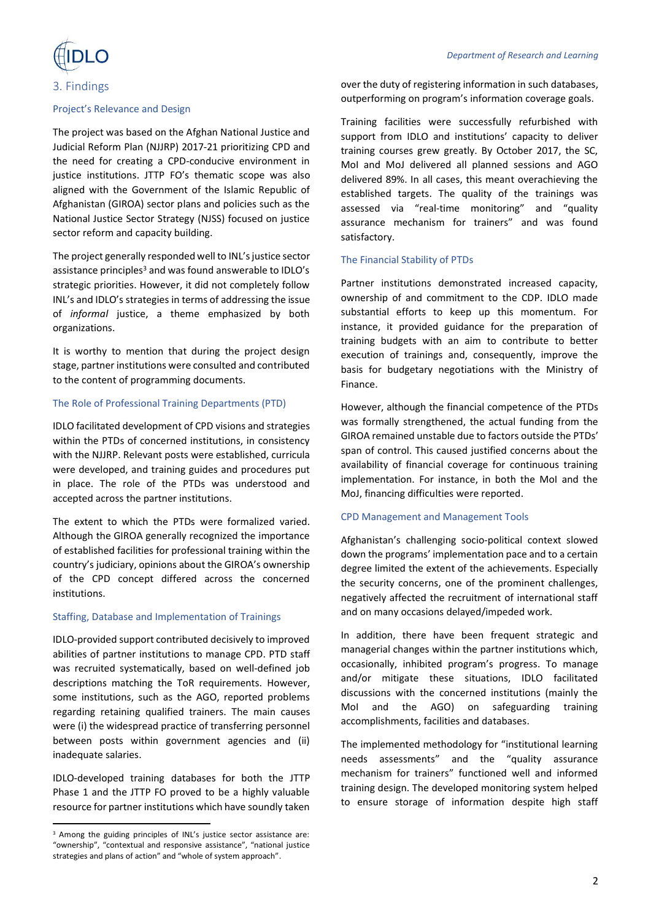## 3. Findings

### Project's Relevance and Design

The project was based on the Afghan National Justice and Judicial Reform Plan (NJJRP) 2017-21 prioritizing CPD and the need for creating a CPD-conducive environment in justice institutions. JTTP FO's thematic scope was also aligned with the Government of the Islamic Republic of Afghanistan (GIROA) sector plans and policies such as the National Justice Sector Strategy (NJSS) focused on justice sector reform and capacity building.

The project generally responded well to INL's justice sector assistance principles[3] and was found answerable to IDLO's strategic priorities. However, it did not completely follow INL's and IDLO's strategies in terms of addressing the issue of *informal* justice, a theme emphasized by both organizations.

It is worthy to mention that during the project design stage, partner institutions were consulted and contributed to the content of programming documents.

### The Role of Professional Training Departments (PTD)

IDLO facilitated development of CPD visions and strategies within the PTDs of concerned institutions, in consistency with the NJJRP. Relevant posts were established, curricula were developed, and training guides and procedures put in place. The role of the PTDs was understood and accepted across the partner institutions.

The extent to which the PTDs were formalized varied. Although the GIROA generally recognized the importance of established facilities for professional training within the country's judiciary, opinions about the GIROA's ownership of the CPD concept differed across the concerned institutions.

### Staffing, Database and Implementation of Trainings

IDLO-provided support contributed decisively to improved abilities of partner institutions to manage CPD. PTD staff was recruited systematically, based on well-defined job descriptions matching the ToR requirements. However, some institutions, such as the AGO, reported problems regarding retaining qualified trainers. The main causes were (i) the widespread practice of transferring personnel between posts within government agencies and (ii) inadequate salaries.

IDLO-developed training databases for both the JTTP Phase 1 and the JTTP FO proved to be a highly valuable resource for partner institutions which have soundly taken over the duty of registering information in such databases, outperforming on program's information coverage goals.

Training facilities were successfully refurbished with support from IDLO and institutions' capacity to deliver training courses grew greatly. By October 2017, the SC, MoI and MoJ delivered all planned sessions and AGO delivered 89%. In all cases, this meant overachieving the established targets. The quality of the trainings was assessed via "real-time monitoring" and "quality assurance mechanism for trainers" and was found satisfactory.

### The Financial Stability of PTDs

Partner institutions demonstrated increased capacity, ownership of and commitment to the CDP. IDLO made substantial efforts to keep up this momentum. For instance, it provided guidance for the preparation of training budgets with an aim to contribute to better execution of trainings and, consequently, improve the basis for budgetary negotiations with the Ministry of Finance.

However, although the financial competence of the PTDs was formally strengthened, the actual funding from the GIROA remained unstable due to factors outside the PTDs' span of control. This caused justified concerns about the availability of financial coverage for continuous training implementation. For instance, in both the MoI and the MoJ, financing difficulties were reported.

### CPD Management and Management Tools

Afghanistan's challenging socio-political context slowed down the programs' implementation pace and to a certain degree limited the extent of the achievements. Especially the security concerns, one of the prominent challenges, negatively affected the recruitment of international staff and on many occasions delayed/impeded work.

In addition, there have been frequent strategic and managerial changes within the partner institutions which, occasionally, inhibited program's progress. To manage and/or mitigate these situations, IDLO facilitated discussions with the concerned institutions (mainly the MoI and the AGO) on safeguarding training accomplishments, facilities and databases.

The implemented methodology for "institutional learning needs assessments" and the "quality assurance mechanism for trainers" functioned well and informed training design. The developed monitoring system helped to ensure storage of information despite high staff

---

[3] Among the guiding principles of INL's justice sector assistance are: "ownership", "contextual and responsive assistance", "national justice strategies and plans of action" and "whole of system approach".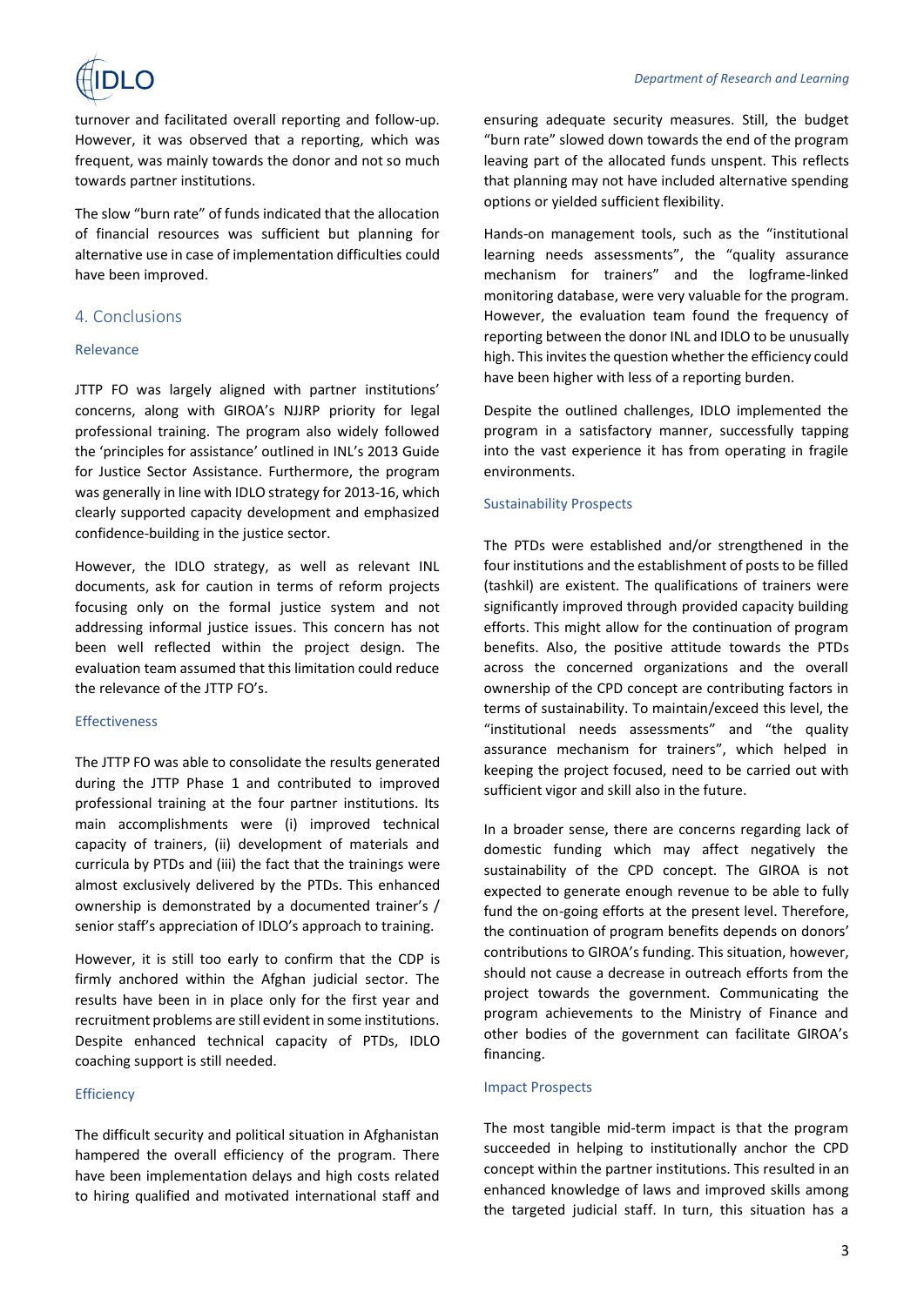turnover and facilitated overall reporting and follow-up. However, it was observed that a reporting, which was frequent, was mainly towards the donor and not so much towards partner institutions.

The slow "burn rate" of funds indicated that the allocation of financial resources was sufficient but planning for alternative use in case of implementation difficulties could have been improved.

## 4. Conclusions

### Relevance

JTTP FO was largely aligned with partner institutions' concerns, along with GIROA's NJJRP priority for legal professional training. The program also widely followed the 'principles for assistance' outlined in INL's 2013 Guide for Justice Sector Assistance. Furthermore, the program was generally in line with IDLO strategy for 2013-16, which clearly supported capacity development and emphasized confidence-building in the justice sector.

However, the IDLO strategy, as well as relevant INL documents, ask for caution in terms of reform projects focusing only on the formal justice system and not addressing informal justice issues. This concern has not been well reflected within the project design. The evaluation team assumed that this limitation could reduce the relevance of the JTTP FO's.

### Effectiveness

The JTTP FO was able to consolidate the results generated during the JTTP Phase 1 and contributed to improved professional training at the four partner institutions. Its main accomplishments were (i) improved technical capacity of trainers, (ii) development of materials and curricula by PTDs and (iii) the fact that the trainings were almost exclusively delivered by the PTDs. This enhanced ownership is demonstrated by a documented trainer's / senior staff's appreciation of IDLO's approach to training.

However, it is still too early to confirm that the CDP is firmly anchored within the Afghan judicial sector. The results have been in in place only for the first year and recruitment problems are still evident in some institutions. Despite enhanced technical capacity of PTDs, IDLO coaching support is still needed.

### Efficiency

The difficult security and political situation in Afghanistan hampered the overall efficiency of the program. There have been implementation delays and high costs related to hiring qualified and motivated international staff and ensuring adequate security measures. Still, the budget "burn rate" slowed down towards the end of the program leaving part of the allocated funds unspent. This reflects that planning may not have included alternative spending options or yielded sufficient flexibility.

Hands-on management tools, such as the "institutional learning needs assessments", the "quality assurance mechanism for trainers" and the logframe-linked monitoring database, were very valuable for the program. However, the evaluation team found the frequency of reporting between the donor INL and IDLO to be unusually high. This invites the question whether the efficiency could have been higher with less of a reporting burden.

Despite the outlined challenges, IDLO implemented the program in a satisfactory manner, successfully tapping into the vast experience it has from operating in fragile environments.

### Sustainability Prospects

The PTDs were established and/or strengthened in the four institutions and the establishment of posts to be filled (tashkil) are existent. The qualifications of trainers were significantly improved through provided capacity building efforts. This might allow for the continuation of program benefits. Also, the positive attitude towards the PTDs across the concerned organizations and the overall ownership of the CPD concept are contributing factors in terms of sustainability. To maintain/exceed this level, the "institutional needs assessments" and "the quality assurance mechanism for trainers", which helped in keeping the project focused, need to be carried out with sufficient vigor and skill also in the future.

In a broader sense, there are concerns regarding lack of domestic funding which may affect negatively the sustainability of the CPD concept. The GIROA is not expected to generate enough revenue to be able to fully fund the on-going efforts at the present level. Therefore, the continuation of program benefits depends on donors' contributions to GIROA's funding. This situation, however, should not cause a decrease in outreach efforts from the project towards the government. Communicating the program achievements to the Ministry of Finance and other bodies of the government can facilitate GIROA's financing.

### Impact Prospects

The most tangible mid-term impact is that the program succeeded in helping to institutionally anchor the CPD concept within the partner institutions. This resulted in an enhanced knowledge of laws and improved skills among the targeted judicial staff. In turn, this situation has a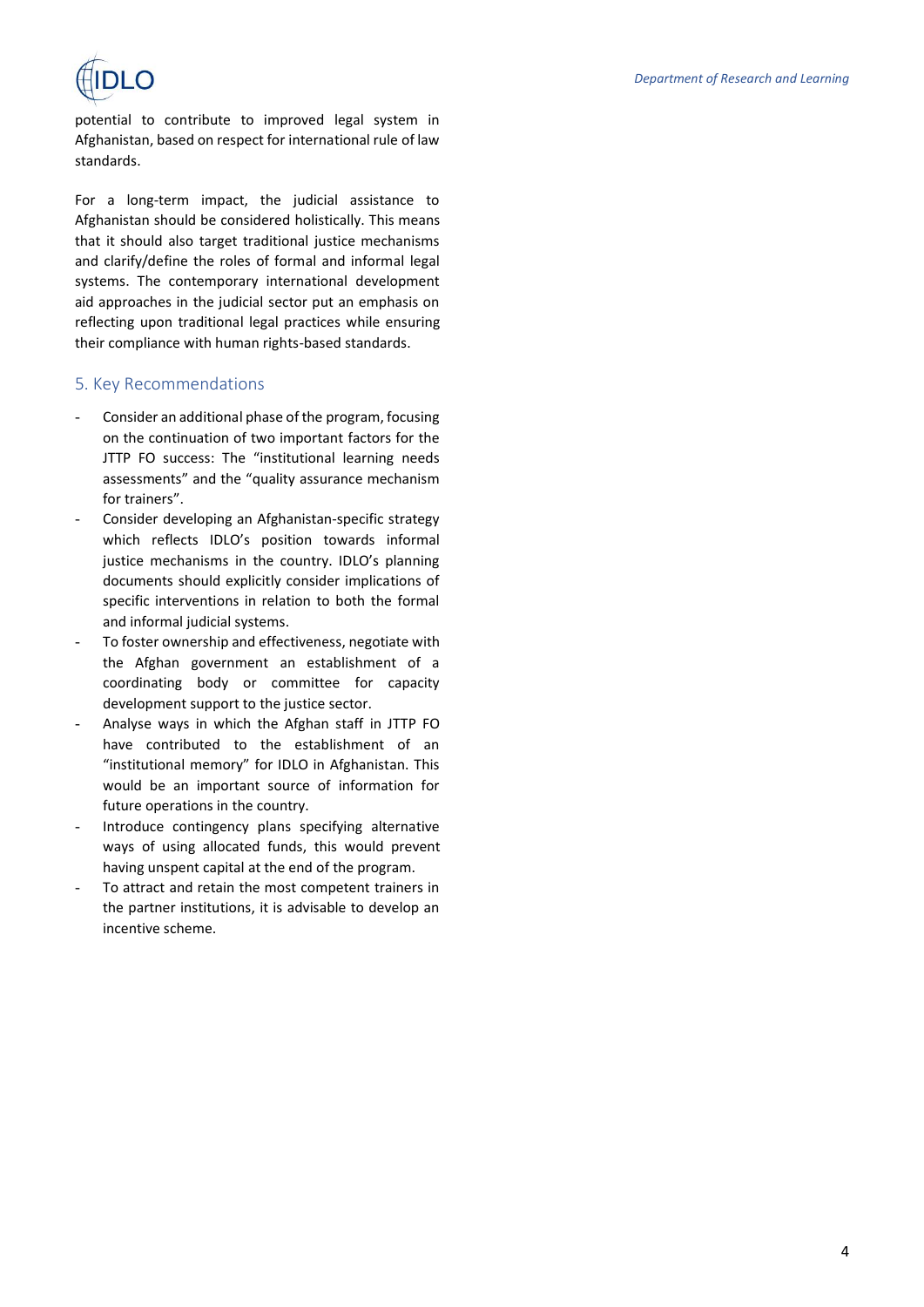potential to contribute to improved legal system in Afghanistan, based on respect for international rule of law standards.

For a long-term impact, the judicial assistance to Afghanistan should be considered holistically. This means that it should also target traditional justice mechanisms and clarify/define the roles of formal and informal legal systems. The contemporary international development aid approaches in the judicial sector put an emphasis on reflecting upon traditional legal practices while ensuring their compliance with human rights-based standards.

## 5. Key Recommendations

- Consider an additional phase of the program, focusing on the continuation of two important factors for the JTTP FO success: The "institutional learning needs assessments" and the "quality assurance mechanism for trainers".
- Consider developing an Afghanistan-specific strategy which reflects IDLO's position towards informal justice mechanisms in the country. IDLO's planning documents should explicitly consider implications of specific interventions in relation to both the formal and informal judicial systems.
- To foster ownership and effectiveness, negotiate with the Afghan government an establishment of a coordinating body or committee for capacity development support to the justice sector.
- Analyse ways in which the Afghan staff in JTTP FO have contributed to the establishment of an "institutional memory" for IDLO in Afghanistan. This would be an important source of information for future operations in the country.
- Introduce contingency plans specifying alternative ways of using allocated funds, this would prevent having unspent capital at the end of the program.
- To attract and retain the most competent trainers in the partner institutions, it is advisable to develop an incentive scheme.